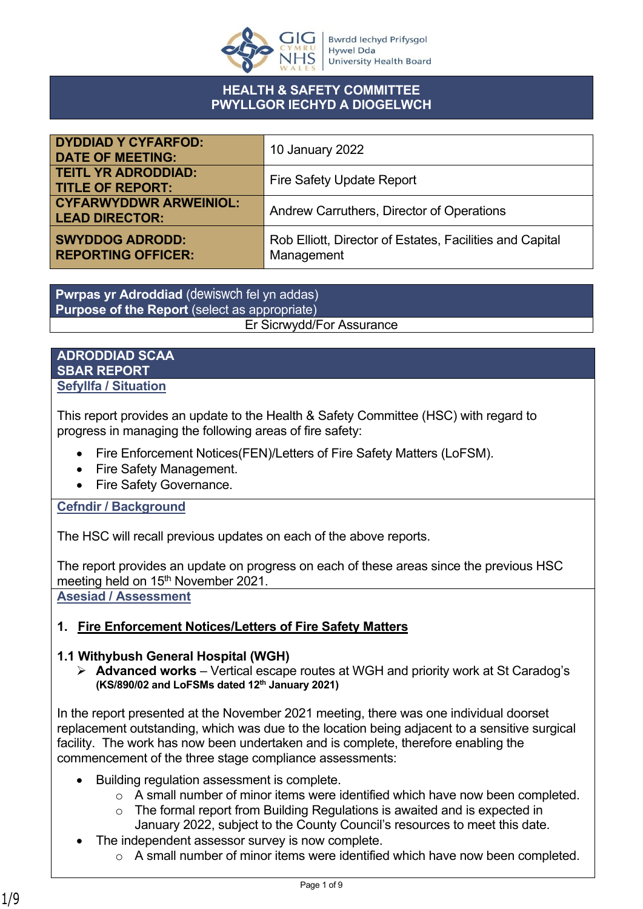GIG CYMRU NHS WALES | Bwrdd Iechyd Prifysgol Hywel Dda University Health Board

# HEALTH & SAFETY COMMITTEE
# PWYLLGOR IECHYD A DIOGELWCH

| | |
|---|---|
| **DYDDIAD Y CYFARFOD: DATE OF MEETING:** | 10 January 2022 |
| **TEITL YR ADRODDIAD: TITLE OF REPORT:** | Fire Safety Update Report |
| **CYFARWYDDWR ARWEINIOL: LEAD DIRECTOR:** | Andrew Carruthers, Director of Operations |
| **SWYDDOG ADRODD: REPORTING OFFICER:** | Rob Elliott, Director of Estates, Facilities and Capital Management |

**Pwrpas yr Adroddiad** (dewiswch fel yn addas)
**Purpose of the Report** (select as appropriate)

Er Sicrwydd/For Assurance

## ADRODDIAD SCAA
## SBAR REPORT

### Sefyllfa / Situation

This report provides an update to the Health & Safety Committee (HSC) with regard to progress in managing the following areas of fire safety:

- Fire Enforcement Notices(FEN)/Letters of Fire Safety Matters (LoFSM).
- Fire Safety Management.
- Fire Safety Governance.

### Cefndir / Background

The HSC will recall previous updates on each of the above reports.

The report provides an update on progress on each of these areas since the previous HSC meeting held on 15th November 2021.

### Asesiad / Assessment

#### 1. Fire Enforcement Notices/Letters of Fire Safety Matters

**1.1 Withybush General Hospital (WGH)**

- **Advanced works** – Vertical escape routes at WGH and priority work at St Caradog's **(KS/890/02 and LoFSMs dated 12th January 2021)**

In the report presented at the November 2021 meeting, there was one individual doorset replacement outstanding, which was due to the location being adjacent to a sensitive surgical facility. The work has now been undertaken and is complete, therefore enabling the commencement of the three stage compliance assessments:

- Building regulation assessment is complete.
  - A small number of minor items were identified which have now been completed.
  - The formal report from Building Regulations is awaited and is expected in January 2022, subject to the County Council's resources to meet this date.
- The independent assessor survey is now complete.
  - A small number of minor items were identified which have now been completed.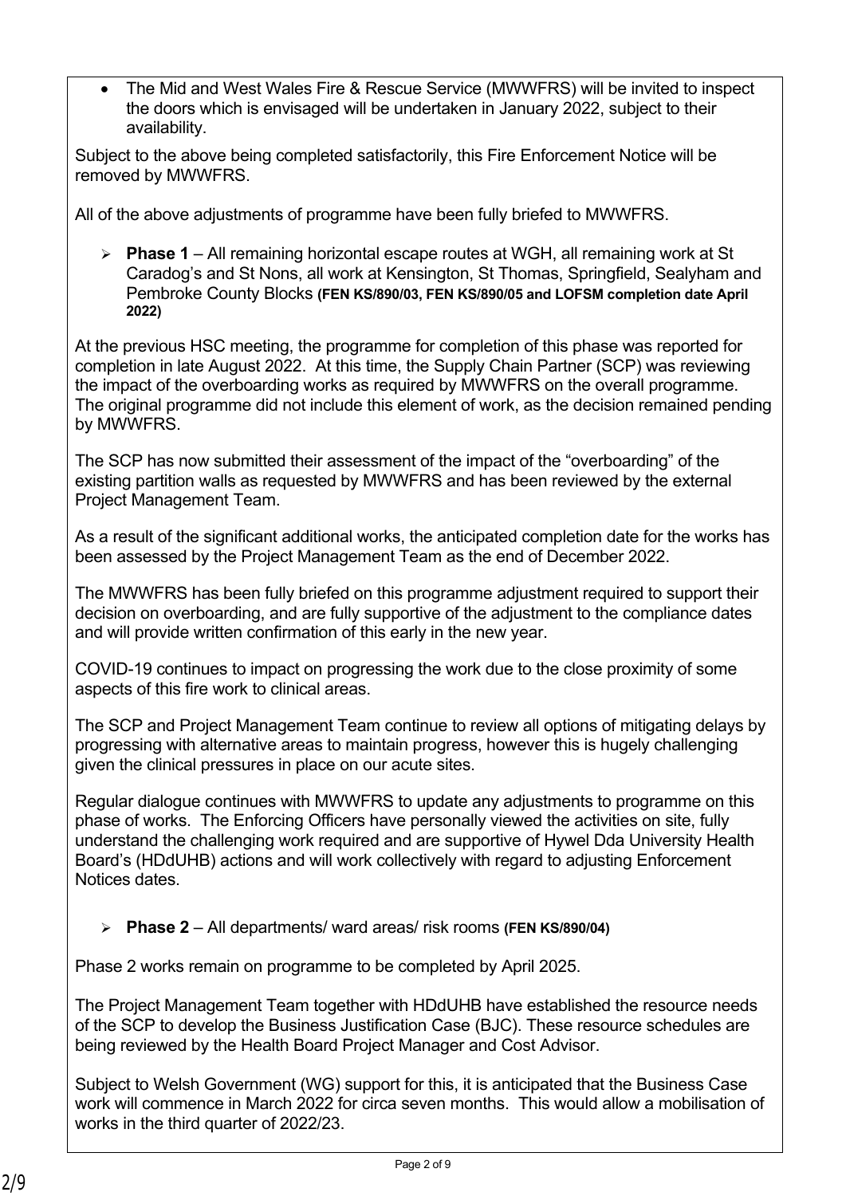- The Mid and West Wales Fire & Rescue Service (MWWFRS) will be invited to inspect the doors which is envisaged will be undertaken in January 2022, subject to their availability.

Subject to the above being completed satisfactorily, this Fire Enforcement Notice will be removed by MWWFRS.

All of the above adjustments of programme have been fully briefed to MWWFRS.

- **Phase 1** – All remaining horizontal escape routes at WGH, all remaining work at St Caradog's and St Nons, all work at Kensington, St Thomas, Springfield, Sealyham and Pembroke County Blocks **(FEN KS/890/03, FEN KS/890/05 and LOFSM completion date April 2022)**

At the previous HSC meeting, the programme for completion of this phase was reported for completion in late August 2022. At this time, the Supply Chain Partner (SCP) was reviewing the impact of the overboarding works as required by MWWFRS on the overall programme. The original programme did not include this element of work, as the decision remained pending by MWWFRS.

The SCP has now submitted their assessment of the impact of the "overboarding" of the existing partition walls as requested by MWWFRS and has been reviewed by the external Project Management Team.

As a result of the significant additional works, the anticipated completion date for the works has been assessed by the Project Management Team as the end of December 2022.

The MWWFRS has been fully briefed on this programme adjustment required to support their decision on overboarding, and are fully supportive of the adjustment to the compliance dates and will provide written confirmation of this early in the new year.

COVID-19 continues to impact on progressing the work due to the close proximity of some aspects of this fire work to clinical areas.

The SCP and Project Management Team continue to review all options of mitigating delays by progressing with alternative areas to maintain progress, however this is hugely challenging given the clinical pressures in place on our acute sites.

Regular dialogue continues with MWWFRS to update any adjustments to programme on this phase of works. The Enforcing Officers have personally viewed the activities on site, fully understand the challenging work required and are supportive of Hywel Dda University Health Board's (HDdUHB) actions and will work collectively with regard to adjusting Enforcement Notices dates.

- **Phase 2** – All departments/ ward areas/ risk rooms **(FEN KS/890/04)**

Phase 2 works remain on programme to be completed by April 2025.

The Project Management Team together with HDdUHB have established the resource needs of the SCP to develop the Business Justification Case (BJC). These resource schedules are being reviewed by the Health Board Project Manager and Cost Advisor.

Subject to Welsh Government (WG) support for this, it is anticipated that the Business Case work will commence in March 2022 for circa seven months. This would allow a mobilisation of works in the third quarter of 2022/23.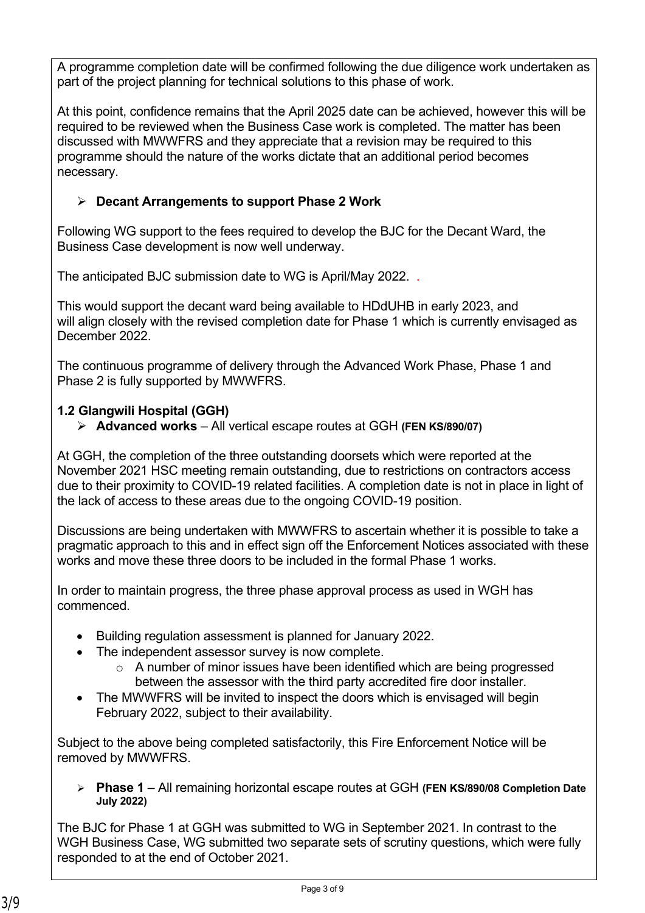A programme completion date will be confirmed following the due diligence work undertaken as part of the project planning for technical solutions to this phase of work.

At this point, confidence remains that the April 2025 date can be achieved, however this will be required to be reviewed when the Business Case work is completed. The matter has been discussed with MWWFRS and they appreciate that a revision may be required to this programme should the nature of the works dictate that an additional period becomes necessary.

- **Decant Arrangements to support Phase 2 Work**

Following WG support to the fees required to develop the BJC for the Decant Ward, the Business Case development is now well underway.

The anticipated BJC submission date to WG is April/May 2022. .

This would support the decant ward being available to HDdUHB in early 2023, and will align closely with the revised completion date for Phase 1 which is currently envisaged as December 2022.

The continuous programme of delivery through the Advanced Work Phase, Phase 1 and Phase 2 is fully supported by MWWFRS.

### 1.2 Glangwili Hospital (GGH)

- **Advanced works** – All vertical escape routes at GGH **(FEN KS/890/07)**

At GGH, the completion of the three outstanding doorsets which were reported at the November 2021 HSC meeting remain outstanding, due to restrictions on contractors access due to their proximity to COVID-19 related facilities. A completion date is not in place in light of the lack of access to these areas due to the ongoing COVID-19 position.

Discussions are being undertaken with MWWFRS to ascertain whether it is possible to take a pragmatic approach to this and in effect sign off the Enforcement Notices associated with these works and move these three doors to be included in the formal Phase 1 works.

In order to maintain progress, the three phase approval process as used in WGH has commenced.

- Building regulation assessment is planned for January 2022.
- The independent assessor survey is now complete.
  - A number of minor issues have been identified which are being progressed between the assessor with the third party accredited fire door installer.
- The MWWFRS will be invited to inspect the doors which is envisaged will begin February 2022, subject to their availability.

Subject to the above being completed satisfactorily, this Fire Enforcement Notice will be removed by MWWFRS.

- **Phase 1** – All remaining horizontal escape routes at GGH **(FEN KS/890/08 Completion Date July 2022)**

The BJC for Phase 1 at GGH was submitted to WG in September 2021. In contrast to the WGH Business Case, WG submitted two separate sets of scrutiny questions, which were fully responded to at the end of October 2021.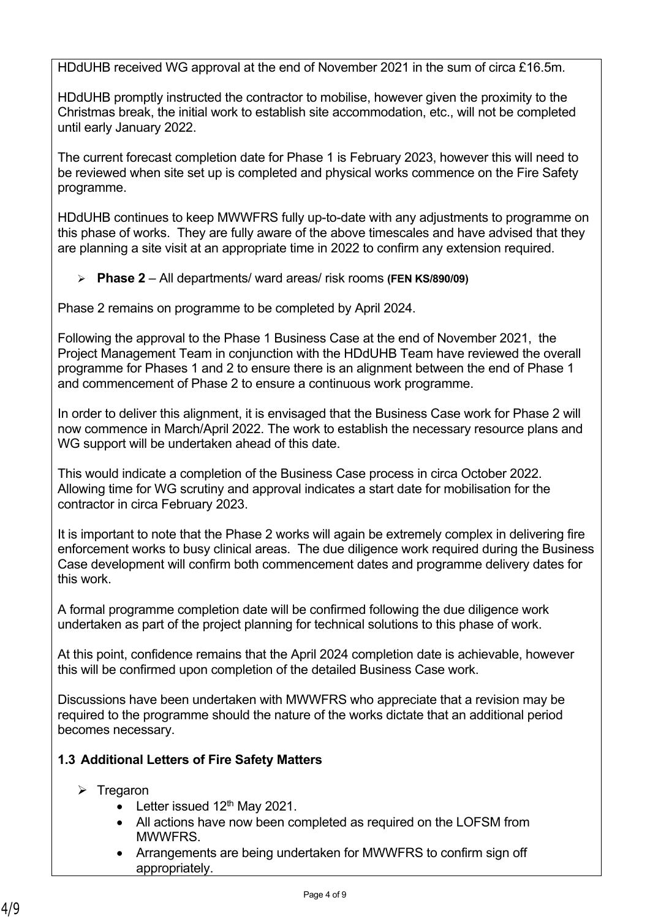HDdUHB received WG approval at the end of November 2021 in the sum of circa £16.5m.

HDdUHB promptly instructed the contractor to mobilise, however given the proximity to the Christmas break, the initial work to establish site accommodation, etc., will not be completed until early January 2022.

The current forecast completion date for Phase 1 is February 2023, however this will need to be reviewed when site set up is completed and physical works commence on the Fire Safety programme.

HDdUHB continues to keep MWWFRS fully up-to-date with any adjustments to programme on this phase of works. They are fully aware of the above timescales and have advised that they are planning a site visit at an appropriate time in 2022 to confirm any extension required.

- **Phase 2** – All departments/ ward areas/ risk rooms **(FEN KS/890/09)**

Phase 2 remains on programme to be completed by April 2024.

Following the approval to the Phase 1 Business Case at the end of November 2021, the Project Management Team in conjunction with the HDdUHB Team have reviewed the overall programme for Phases 1 and 2 to ensure there is an alignment between the end of Phase 1 and commencement of Phase 2 to ensure a continuous work programme.

In order to deliver this alignment, it is envisaged that the Business Case work for Phase 2 will now commence in March/April 2022. The work to establish the necessary resource plans and WG support will be undertaken ahead of this date.

This would indicate a completion of the Business Case process in circa October 2022. Allowing time for WG scrutiny and approval indicates a start date for mobilisation for the contractor in circa February 2023.

It is important to note that the Phase 2 works will again be extremely complex in delivering fire enforcement works to busy clinical areas. The due diligence work required during the Business Case development will confirm both commencement dates and programme delivery dates for this work.

A formal programme completion date will be confirmed following the due diligence work undertaken as part of the project planning for technical solutions to this phase of work.

At this point, confidence remains that the April 2024 completion date is achievable, however this will be confirmed upon completion of the detailed Business Case work.

Discussions have been undertaken with MWWFRS who appreciate that a revision may be required to the programme should the nature of the works dictate that an additional period becomes necessary.

**1.3 Additional Letters of Fire Safety Matters**

- Tregaron
  - Letter issued 12th May 2021.
  - All actions have now been completed as required on the LOFSM from MWWFRS.
  - Arrangements are being undertaken for MWWFRS to confirm sign off appropriately.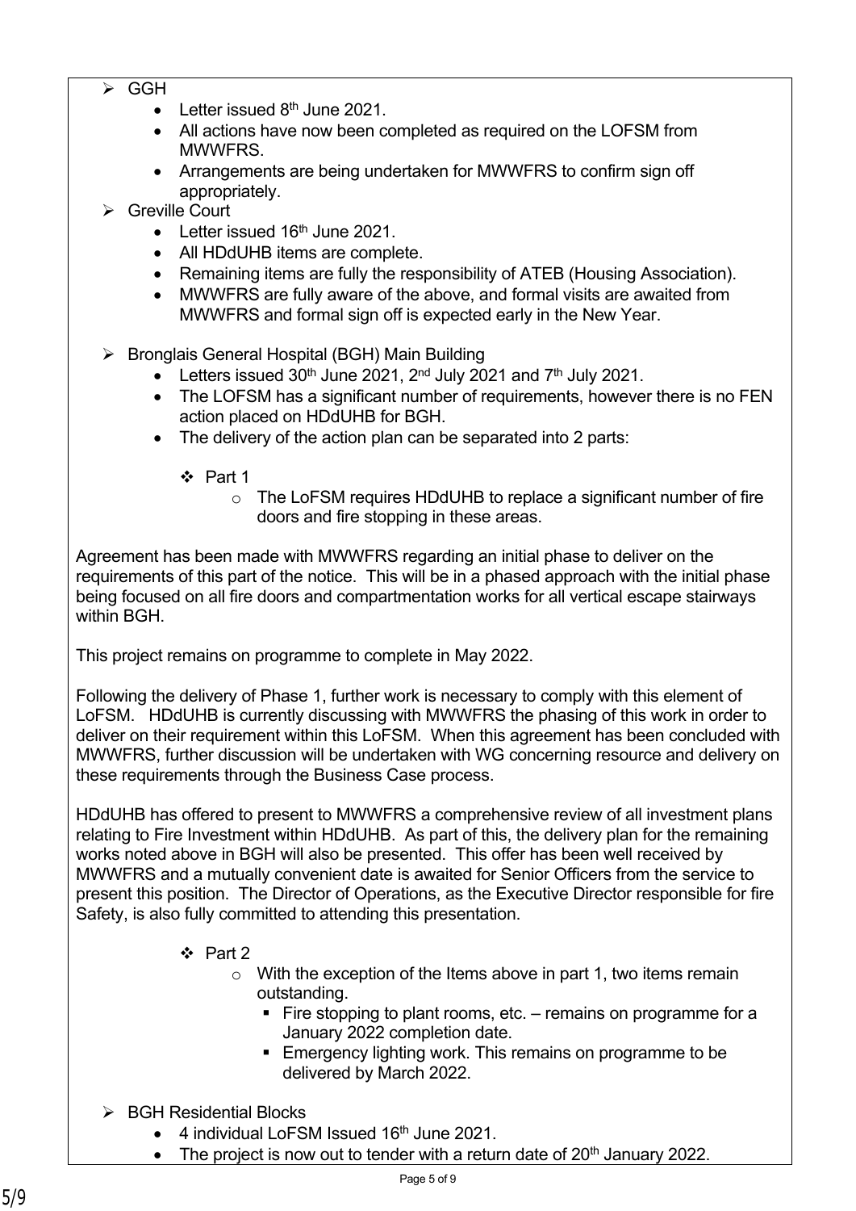- GGH
  - Letter issued 8th June 2021.
  - All actions have now been completed as required on the LOFSM from MWWFRS.
  - Arrangements are being undertaken for MWWFRS to confirm sign off appropriately.
- Greville Court
  - Letter issued 16th June 2021.
  - All HDdUHB items are complete.
  - Remaining items are fully the responsibility of ATEB (Housing Association).
  - MWWFRS are fully aware of the above, and formal visits are awaited from MWWFRS and formal sign off is expected early in the New Year.

- Bronglais General Hospital (BGH) Main Building
  - Letters issued 30th June 2021, 2nd July 2021 and 7th July 2021.
  - The LOFSM has a significant number of requirements, however there is no FEN action placed on HDdUHB for BGH.
  - The delivery of the action plan can be separated into 2 parts:

    - Part 1
      - The LoFSM requires HDdUHB to replace a significant number of fire doors and fire stopping in these areas.

Agreement has been made with MWWFRS regarding an initial phase to deliver on the requirements of this part of the notice. This will be in a phased approach with the initial phase being focused on all fire doors and compartmentation works for all vertical escape stairways within BGH.

This project remains on programme to complete in May 2022.

Following the delivery of Phase 1, further work is necessary to comply with this element of LoFSM. HDdUHB is currently discussing with MWWFRS the phasing of this work in order to deliver on their requirement within this LoFSM. When this agreement has been concluded with MWWFRS, further discussion will be undertaken with WG concerning resource and delivery on these requirements through the Business Case process.

HDdUHB has offered to present to MWWFRS a comprehensive review of all investment plans relating to Fire Investment within HDdUHB. As part of this, the delivery plan for the remaining works noted above in BGH will also be presented. This offer has been well received by MWWFRS and a mutually convenient date is awaited for Senior Officers from the service to present this position. The Director of Operations, as the Executive Director responsible for fire Safety, is also fully committed to attending this presentation.

- Part 2
  - With the exception of the Items above in part 1, two items remain outstanding.
    - Fire stopping to plant rooms, etc. – remains on programme for a January 2022 completion date.
    - Emergency lighting work. This remains on programme to be delivered by March 2022.

- BGH Residential Blocks
  - 4 individual LoFSM Issued 16th June 2021.
  - The project is now out to tender with a return date of 20th January 2022.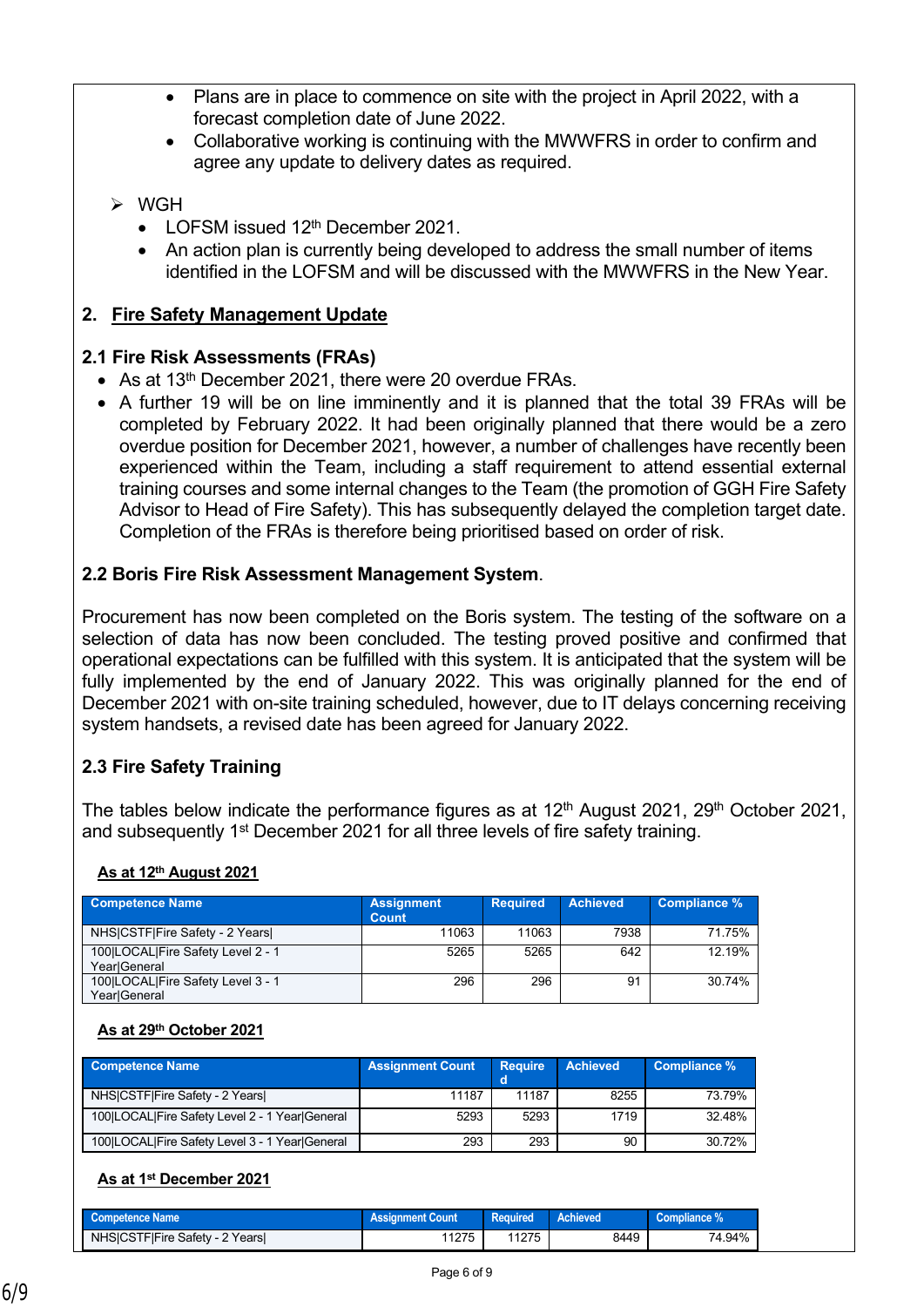- Plans are in place to commence on site with the project in April 2022, with a forecast completion date of June 2022.
- Collaborative working is continuing with the MWWFRS in order to confirm and agree any update to delivery dates as required.

➢ WGH

- LOFSM issued 12th December 2021.
- An action plan is currently being developed to address the small number of items identified in the LOFSM and will be discussed with the MWWFRS in the New Year.

## 2. Fire Safety Management Update

### 2.1 Fire Risk Assessments (FRAs)

- As at 13th December 2021, there were 20 overdue FRAs.
- A further 19 will be on line imminently and it is planned that the total 39 FRAs will be completed by February 2022. It had been originally planned that there would be a zero overdue position for December 2021, however, a number of challenges have recently been experienced within the Team, including a staff requirement to attend essential external training courses and some internal changes to the Team (the promotion of GGH Fire Safety Advisor to Head of Fire Safety). This has subsequently delayed the completion target date. Completion of the FRAs is therefore being prioritised based on order of risk.

### 2.2 Boris Fire Risk Assessment Management System.

Procurement has now been completed on the Boris system. The testing of the software on a selection of data has now been concluded. The testing proved positive and confirmed that operational expectations can be fulfilled with this system. It is anticipated that the system will be fully implemented by the end of January 2022. This was originally planned for the end of December 2021 with on-site training scheduled, however, due to IT delays concerning receiving system handsets, a revised date has been agreed for January 2022.

### 2.3 Fire Safety Training

The tables below indicate the performance figures as at 12th August 2021, 29th October 2021, and subsequently 1st December 2021 for all three levels of fire safety training.

**As at 12th August 2021**

| Competence Name | Assignment Count | Required | Achieved | Compliance % |
|---|---|---|---|---|
| NHS\|CSTF\|Fire Safety - 2 Years\| | 11063 | 11063 | 7938 | 71.75% |
| 100\|LOCAL\|Fire Safety Level 2 - 1 Year\|General | 5265 | 5265 | 642 | 12.19% |
| 100\|LOCAL\|Fire Safety Level 3 - 1 Year\|General | 296 | 296 | 91 | 30.74% |

**As at 29th October 2021**

| Competence Name | Assignment Count | Required | Achieved | Compliance % |
|---|---|---|---|---|
| NHS\|CSTF\|Fire Safety - 2 Years\| | 11187 | 11187 | 8255 | 73.79% |
| 100\|LOCAL\|Fire Safety Level 2 - 1 Year\|General | 5293 | 5293 | 1719 | 32.48% |
| 100\|LOCAL\|Fire Safety Level 3 - 1 Year\|General | 293 | 293 | 90 | 30.72% |

**As at 1st December 2021**

| Competence Name | Assignment Count | Required | Achieved | Compliance % |
|---|---|---|---|---|
| NHS\|CSTF\|Fire Safety - 2 Years\| | 11275 | 11275 | 8449 | 74.94% |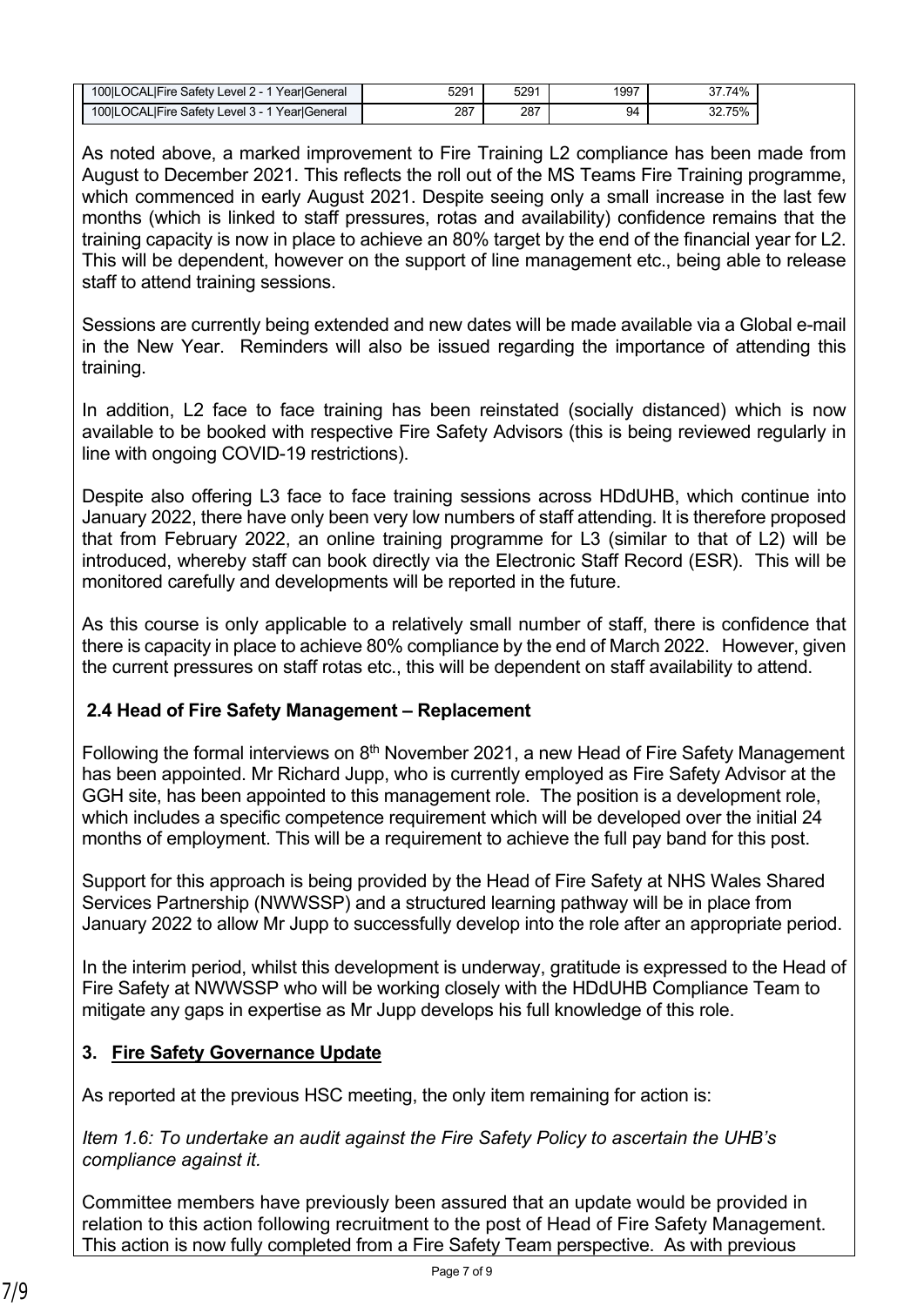| | | | |
|---|---|---|---|
| 100\|LOCAL\|Fire Safety Level 2 - 1 Year\|General | 5291 | 5291 | 1997 | 37.74% |
| 100\|LOCAL\|Fire Safety Level 3 - 1 Year\|General | 287 | 287 | 94 | 32.75% |

As noted above, a marked improvement to Fire Training L2 compliance has been made from August to December 2021. This reflects the roll out of the MS Teams Fire Training programme, which commenced in early August 2021. Despite seeing only a small increase in the last few months (which is linked to staff pressures, rotas and availability) confidence remains that the training capacity is now in place to achieve an 80% target by the end of the financial year for L2. This will be dependent, however on the support of line management etc., being able to release staff to attend training sessions.

Sessions are currently being extended and new dates will be made available via a Global e-mail in the New Year. Reminders will also be issued regarding the importance of attending this training.

In addition, L2 face to face training has been reinstated (socially distanced) which is now available to be booked with respective Fire Safety Advisors (this is being reviewed regularly in line with ongoing COVID-19 restrictions).

Despite also offering L3 face to face training sessions across HDdUHB, which continue into January 2022, there have only been very low numbers of staff attending. It is therefore proposed that from February 2022, an online training programme for L3 (similar to that of L2) will be introduced, whereby staff can book directly via the Electronic Staff Record (ESR). This will be monitored carefully and developments will be reported in the future.

As this course is only applicable to a relatively small number of staff, there is confidence that there is capacity in place to achieve 80% compliance by the end of March 2022. However, given the current pressures on staff rotas etc., this will be dependent on staff availability to attend.

### 2.4 Head of Fire Safety Management – Replacement

Following the formal interviews on 8th November 2021, a new Head of Fire Safety Management has been appointed. Mr Richard Jupp, who is currently employed as Fire Safety Advisor at the GGH site, has been appointed to this management role. The position is a development role, which includes a specific competence requirement which will be developed over the initial 24 months of employment. This will be a requirement to achieve the full pay band for this post.

Support for this approach is being provided by the Head of Fire Safety at NHS Wales Shared Services Partnership (NWWSSP) and a structured learning pathway will be in place from January 2022 to allow Mr Jupp to successfully develop into the role after an appropriate period.

In the interim period, whilst this development is underway, gratitude is expressed to the Head of Fire Safety at NWWSSP who will be working closely with the HDdUHB Compliance Team to mitigate any gaps in expertise as Mr Jupp develops his full knowledge of this role.

## 3. Fire Safety Governance Update

As reported at the previous HSC meeting, the only item remaining for action is:

*Item 1.6: To undertake an audit against the Fire Safety Policy to ascertain the UHB's compliance against it.*

Committee members have previously been assured that an update would be provided in relation to this action following recruitment to the post of Head of Fire Safety Management. This action is now fully completed from a Fire Safety Team perspective. As with previous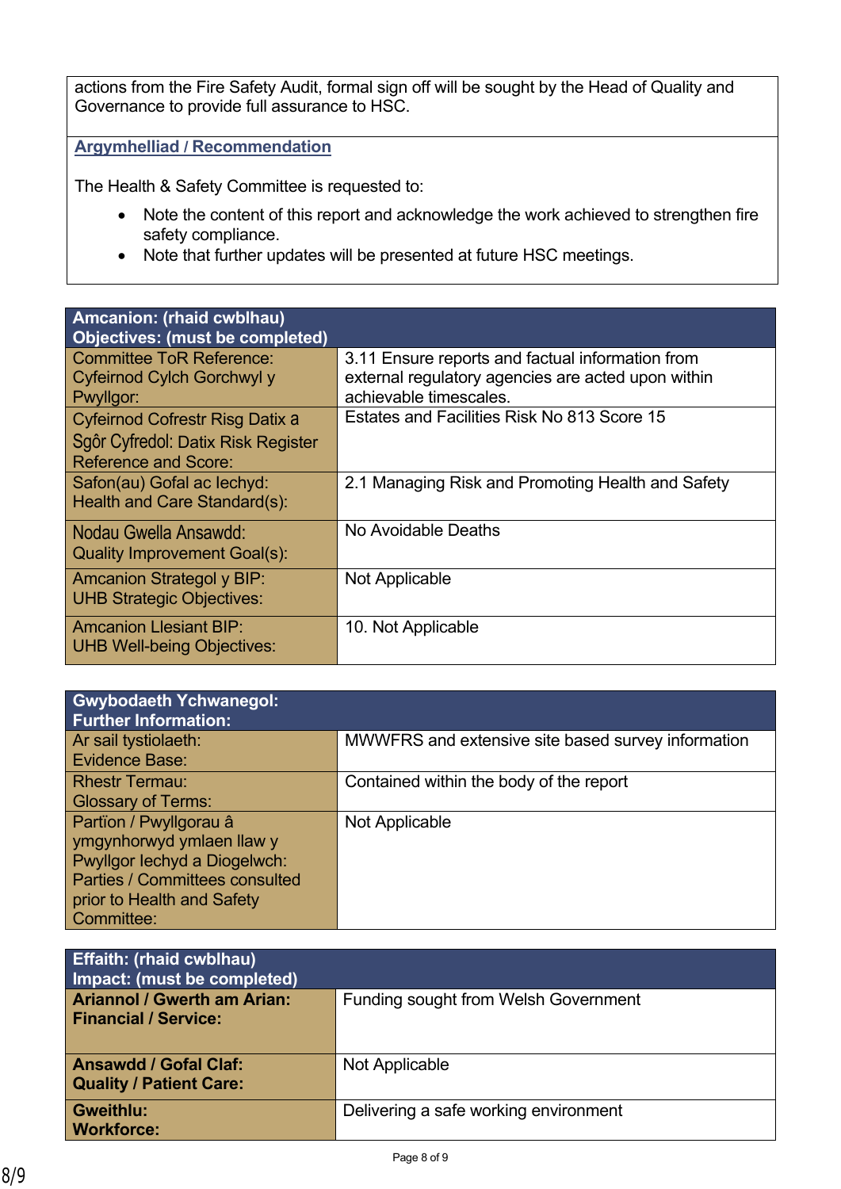actions from the Fire Safety Audit, formal sign off will be sought by the Head of Quality and Governance to provide full assurance to HSC.

**Argymhelliad / Recommendation**

The Health & Safety Committee is requested to:

- Note the content of this report and acknowledge the work achieved to strengthen fire safety compliance.
- Note that further updates will be presented at future HSC meetings.

| Amcanion: (rhaid cwblhau) Objectives: (must be completed) | |
|---|---|
| Committee ToR Reference: Cyfeirnod Cylch Gorchwyl y Pwyllgor: | 3.11 Ensure reports and factual information from external regulatory agencies are acted upon within achievable timescales. |
| Cyfeirnod Cofrestr Risg Datix a Sgôr Cyfredol: Datix Risk Register Reference and Score: | Estates and Facilities Risk No 813 Score 15 |
| Safon(au) Gofal ac Iechyd: Health and Care Standard(s): | 2.1 Managing Risk and Promoting Health and Safety |
| Nodau Gwella Ansawdd: Quality Improvement Goal(s): | No Avoidable Deaths |
| Amcanion Strategol y BIP: UHB Strategic Objectives: | Not Applicable |
| Amcanion Llesiant BIP: UHB Well-being Objectives: | 10. Not Applicable |

| Gwybodaeth Ychwanegol: Further Information: | |
|---|---|
| Ar sail tystiolaeth: Evidence Base: | MWWFRS and extensive site based survey information |
| Rhestr Termau: Glossary of Terms: | Contained within the body of the report |
| Partïon / Pwyllgorau â ymgynhorwyd ymlaen llaw y Pwyllgor Iechyd a Diogelwch: Parties / Committees consulted prior to Health and Safety Committee: | Not Applicable |

| Effaith: (rhaid cwblhau) Impact: (must be completed) | |
|---|---|
| **Ariannol / Gwerth am Arian: Financial / Service:** | Funding sought from Welsh Government |
| **Ansawdd / Gofal Claf: Quality / Patient Care:** | Not Applicable |
| **Gweithlu: Workforce:** | Delivering a safe working environment |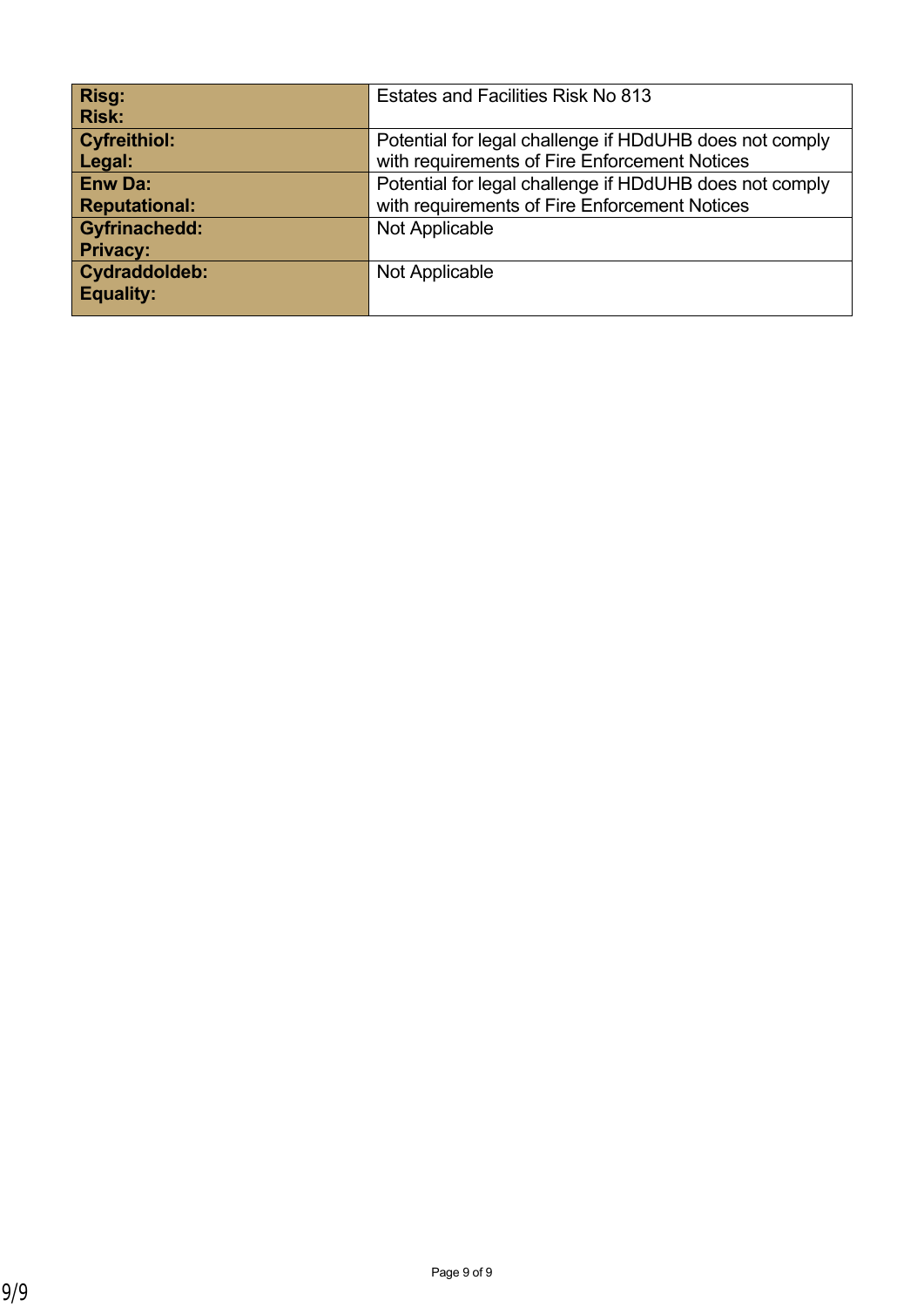| | |
|---|---|
| **Risg:**<br>**Risk:** | Estates and Facilities Risk No 813 |
| **Cyfreithiol:**<br>**Legal:** | Potential for legal challenge if HDdUHB does not comply with requirements of Fire Enforcement Notices |
| **Enw Da:**<br>**Reputational:** | Potential for legal challenge if HDdUHB does not comply with requirements of Fire Enforcement Notices |
| **Gyfrinachedd:**<br>**Privacy:** | Not Applicable |
| **Cydraddoldeb:**<br>**Equality:** | Not Applicable |